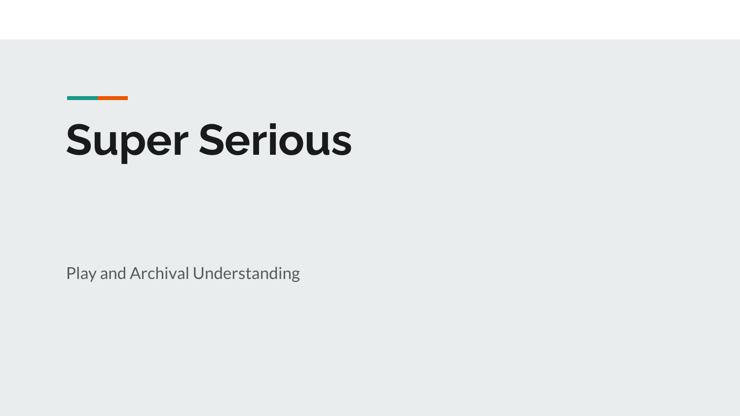# Super Serious

Play and Archival Understanding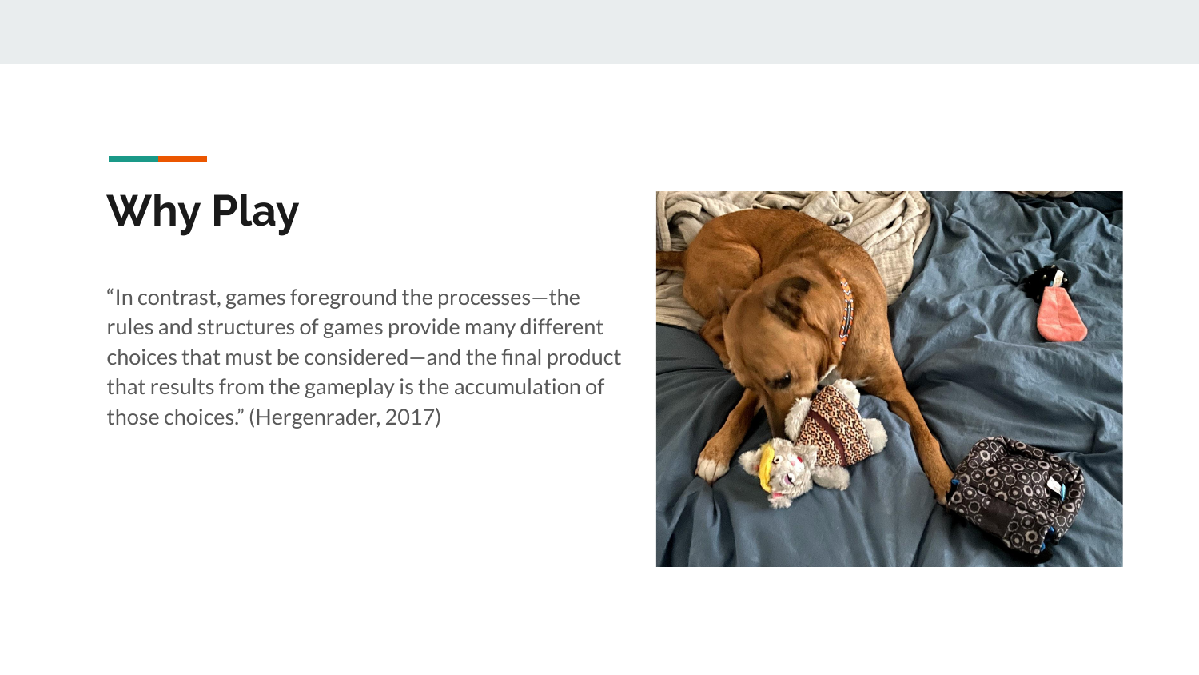# Why Play

"In contrast, games foreground the processes—the rules and structures of games provide many different choices that must be considered—and the final product that results from the gameplay is the accumulation of those choices." (Hergenrader, 2017)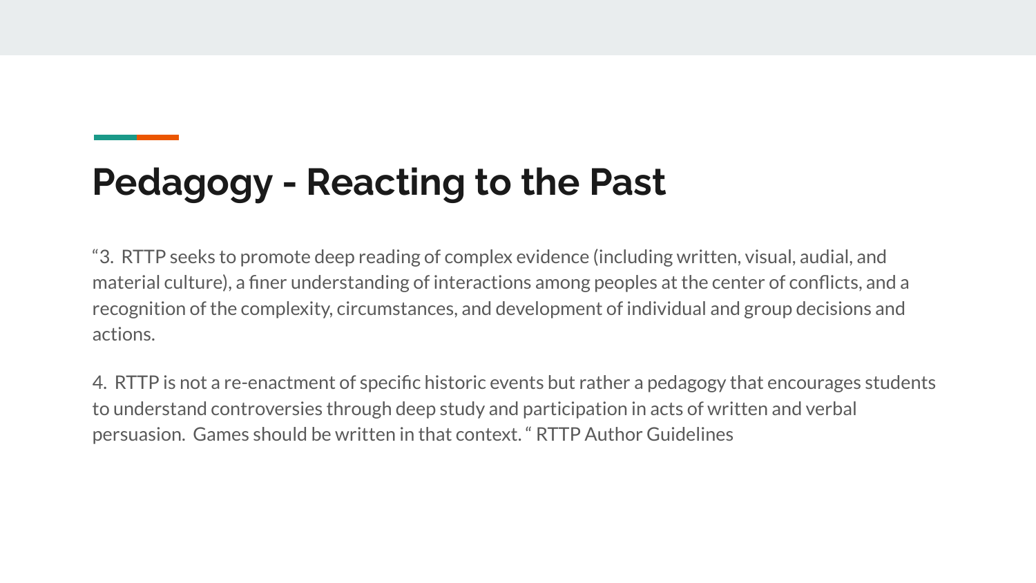# Pedagogy - Reacting to the Past

“3. RTTP seeks to promote deep reading of complex evidence (including written, visual, audial, and material culture), a finer understanding of interactions among peoples at the center of conflicts, and a recognition of the complexity, circumstances, and development of individual and group decisions and actions.

4. RTTP is not a re-enactment of specific historic events but rather a pedagogy that encourages students to understand controversies through deep study and participation in acts of written and verbal persuasion. Games should be written in that context. “ RTTP Author Guidelines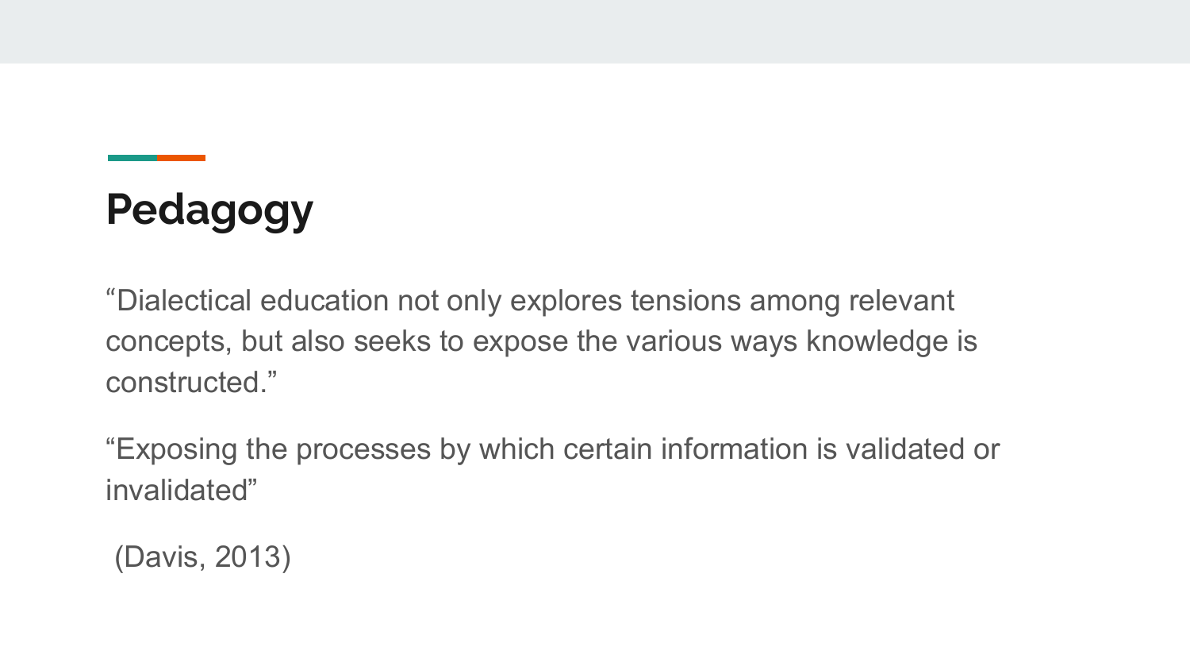# Pedagogy

“Dialectical education not only explores tensions among relevant concepts, but also seeks to expose the various ways knowledge is constructed.”

“Exposing the processes by which certain information is validated or invalidated”

(Davis, 2013)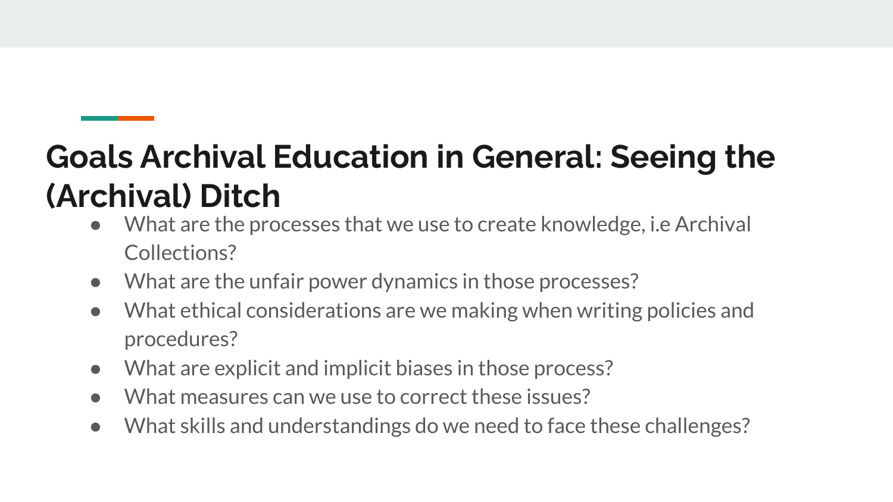## Goals Archival Education in General: Seeing the (Archival) Ditch

- What are the processes that we use to create knowledge, i.e Archival Collections?
- What are the unfair power dynamics in those processes?
- What ethical considerations are we making when writing policies and procedures?
- What are explicit and implicit biases in those process?
- What measures can we use to correct these issues?
- What skills and understandings do we need to face these challenges?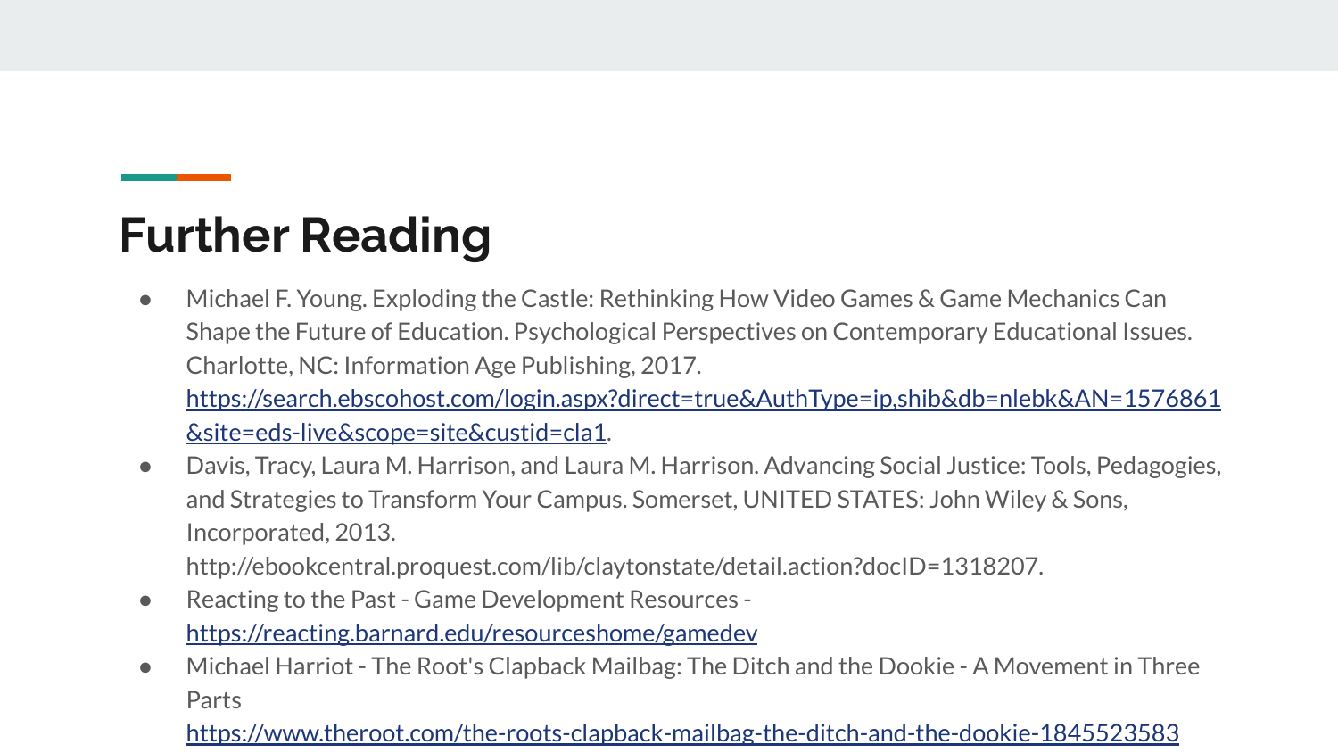# Further Reading

- Michael F. Young. Exploding the Castle: Rethinking How Video Games & Game Mechanics Can Shape the Future of Education. Psychological Perspectives on Contemporary Educational Issues. Charlotte, NC: Information Age Publishing, 2017. [https://search.ebscohost.com/login.aspx?direct=true&AuthType=ip,shib&db=nlebk&AN=1576861&site=eds-live&scope=site&custid=cla1](https://search.ebscohost.com/login.aspx?direct=true&AuthType=ip,shib&db=nlebk&AN=1576861&site=eds-live&scope=site&custid=cla1).
- Davis, Tracy, Laura M. Harrison, and Laura M. Harrison. Advancing Social Justice: Tools, Pedagogies, and Strategies to Transform Your Campus. Somerset, UNITED STATES: John Wiley & Sons, Incorporated, 2013. http://ebookcentral.proquest.com/lib/claytonstate/detail.action?docID=1318207.
- Reacting to the Past - Game Development Resources - [https://reacting.barnard.edu/resourceshome/gamedev](https://reacting.barnard.edu/resourceshome/gamedev)
- Michael Harriot - The Root's Clapback Mailbag: The Ditch and the Dookie - A Movement in Three Parts [https://www.theroot.com/the-roots-clapback-mailbag-the-ditch-and-the-dookie-1845523583](https://www.theroot.com/the-roots-clapback-mailbag-the-ditch-and-the-dookie-1845523583)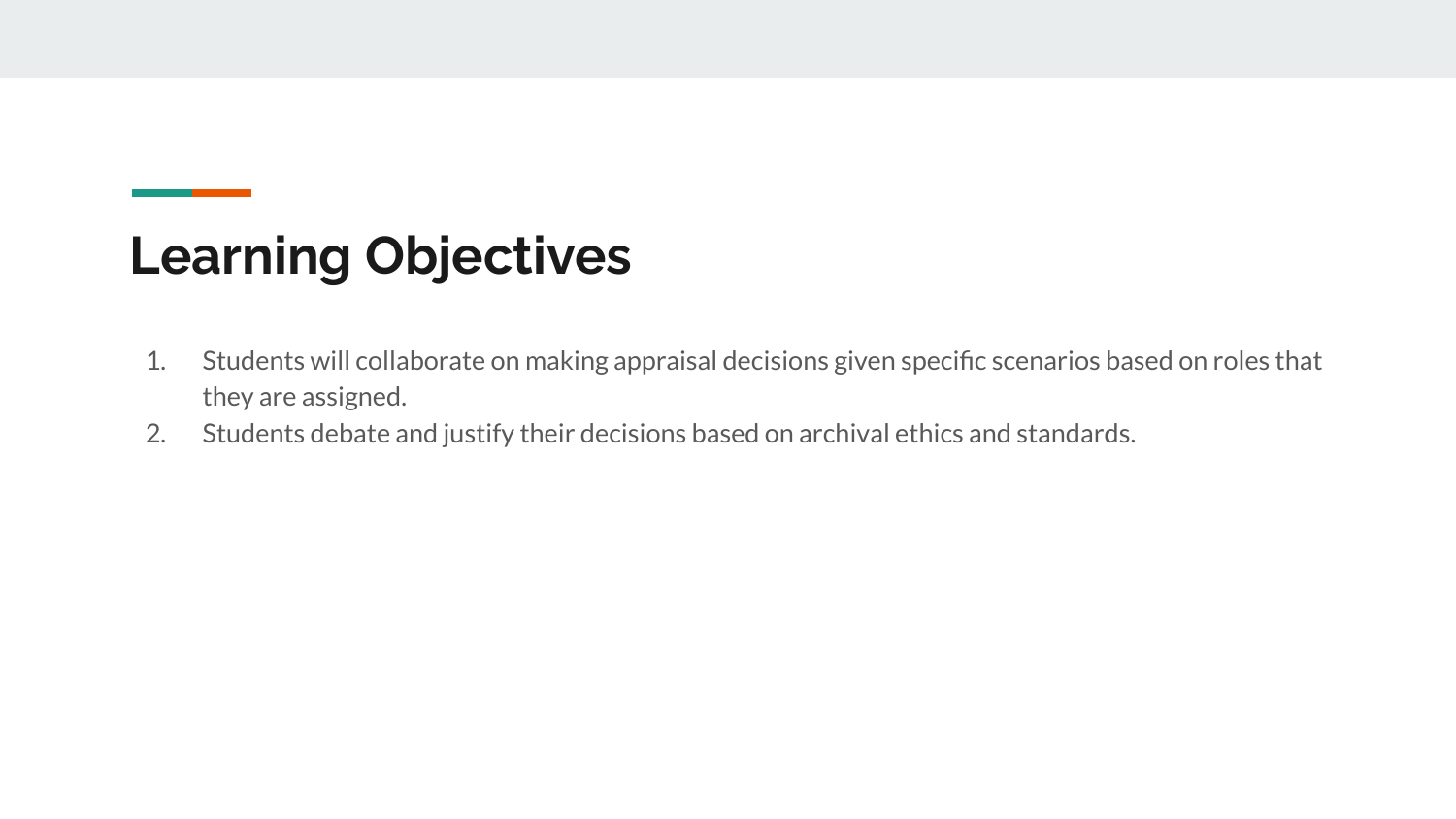# Learning Objectives

1. Students will collaborate on making appraisal decisions given specific scenarios based on roles that they are assigned.
2. Students debate and justify their decisions based on archival ethics and standards.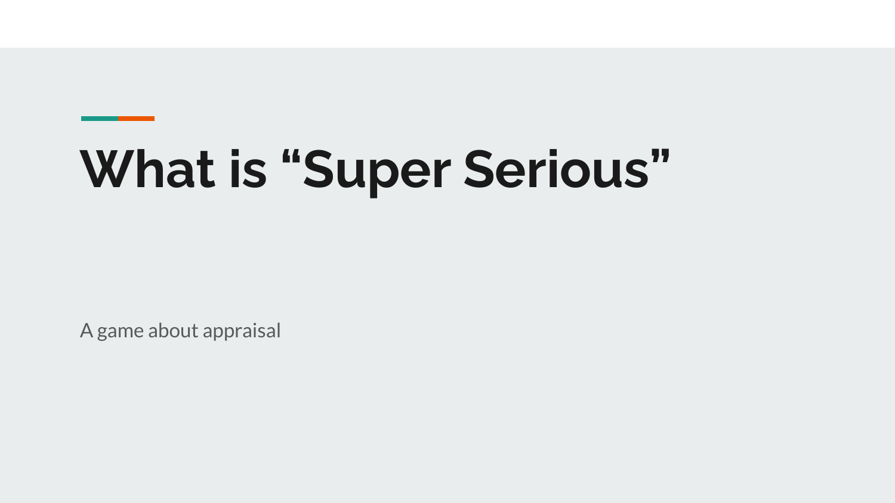# What is “Super Serious”

A game about appraisal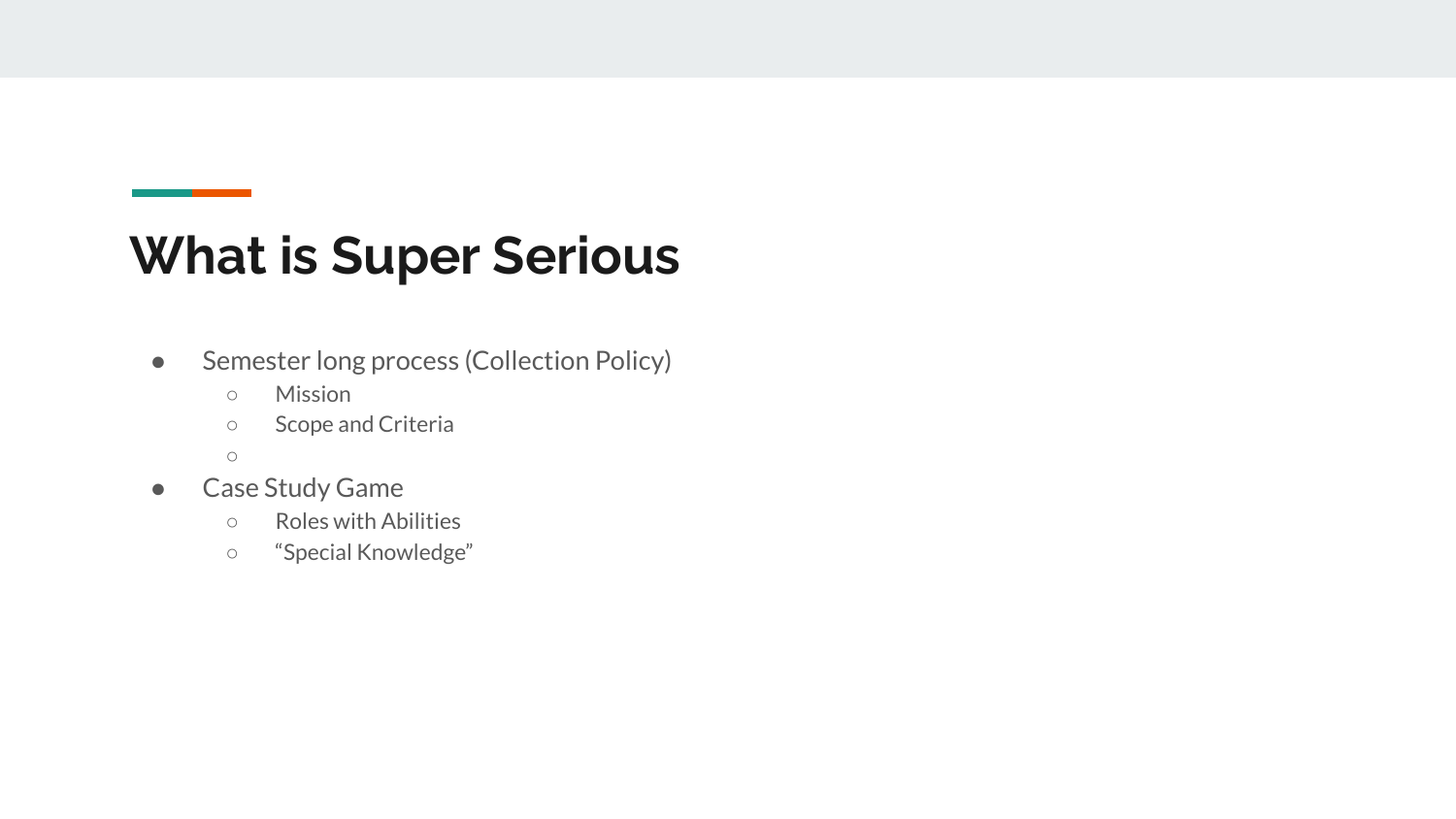# What is Super Serious

- Semester long process (Collection Policy)
  - Mission
  - Scope and Criteria
  - 
- Case Study Game
  - Roles with Abilities
  - “Special Knowledge”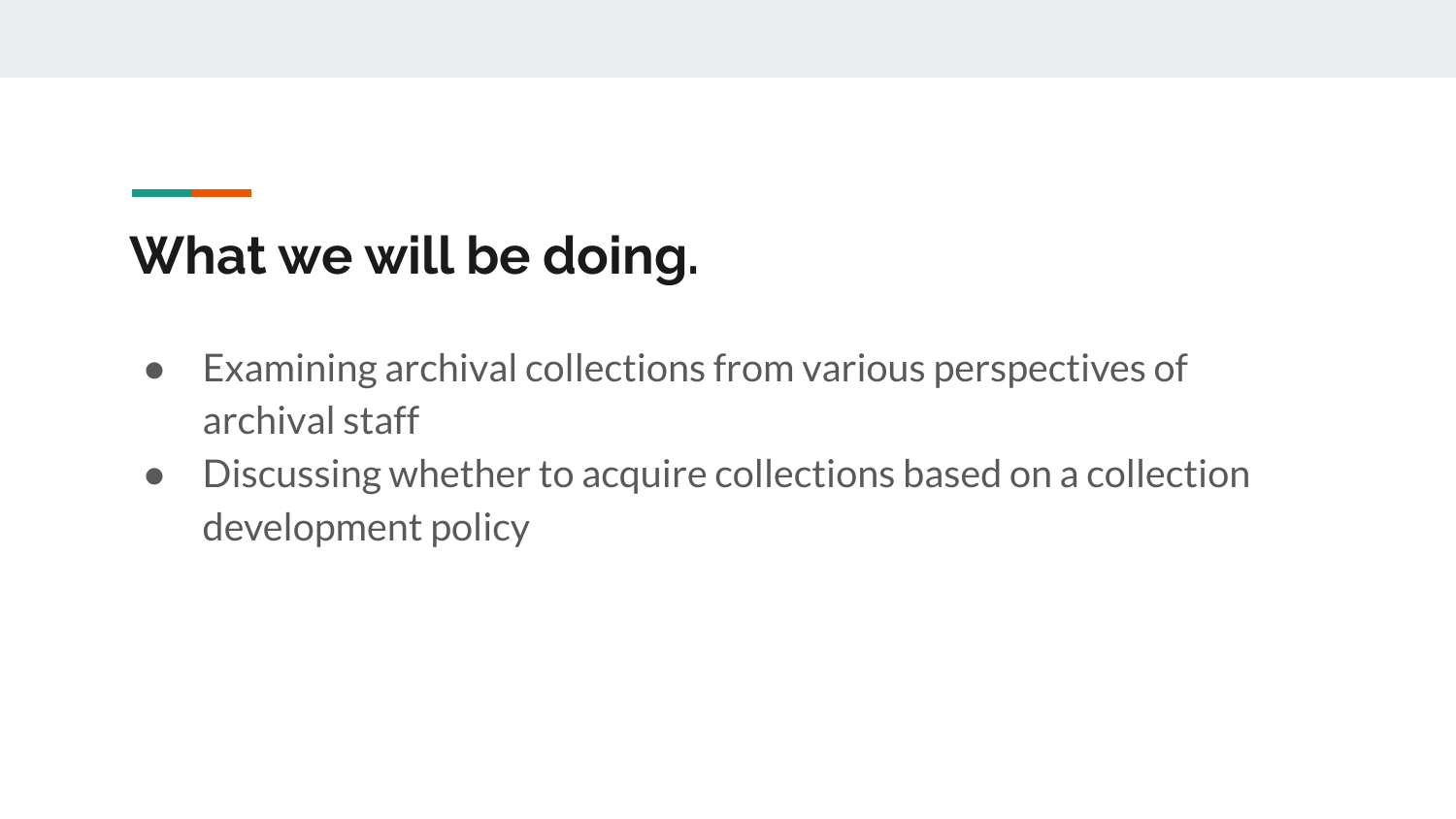## What we will be doing.

- Examining archival collections from various perspectives of archival staff
- Discussing whether to acquire collections based on a collection development policy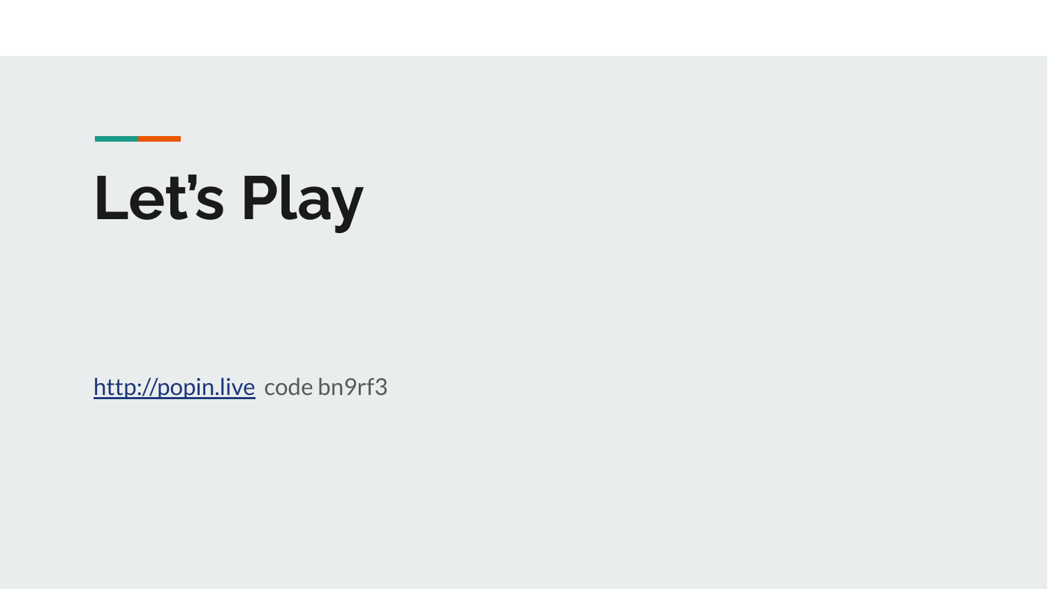# Let’s Play

[http://popin.live](http://popin.live) code bn9rf3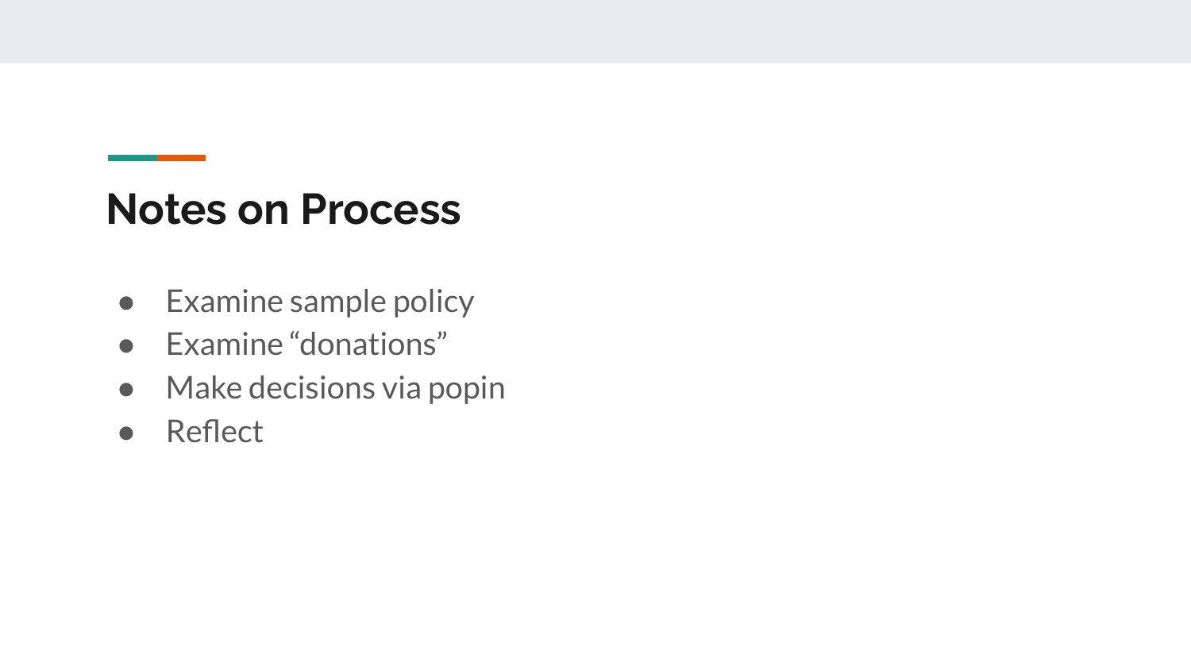## Notes on Process

- Examine sample policy
- Examine “donations”
- Make decisions via popin
- Reflect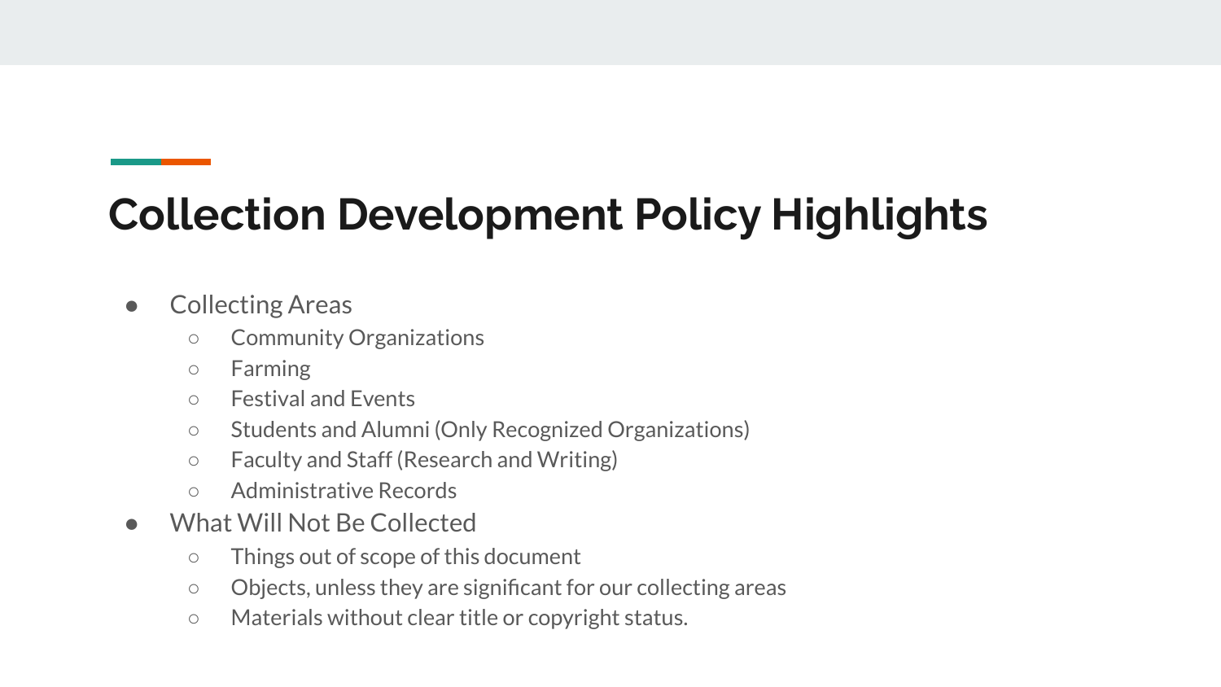# Collection Development Policy Highlights

- Collecting Areas
  - Community Organizations
  - Farming
  - Festival and Events
  - Students and Alumni (Only Recognized Organizations)
  - Faculty and Staff (Research and Writing)
  - Administrative Records
- What Will Not Be Collected
  - Things out of scope of this document
  - Objects, unless they are significant for our collecting areas
  - Materials without clear title or copyright status.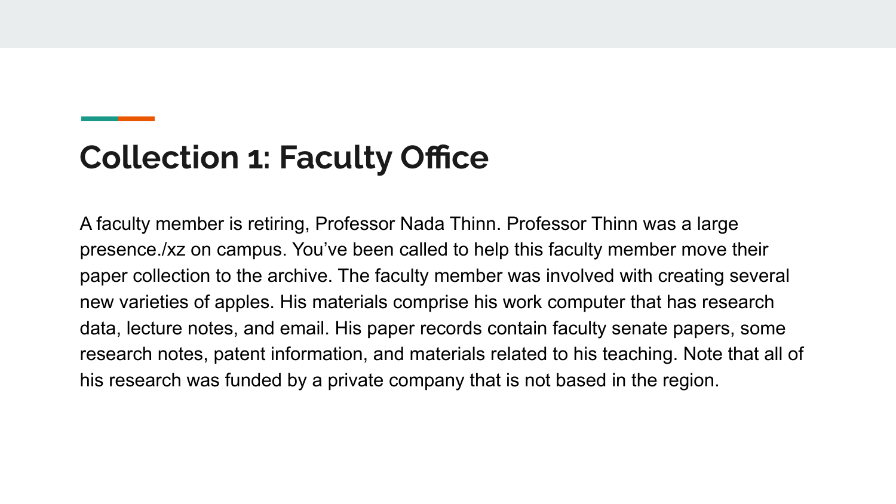# Collection 1: Faculty Office

A faculty member is retiring, Professor Nada Thinn. Professor Thinn was a large presence./xz on campus. You've been called to help this faculty member move their paper collection to the archive. The faculty member was involved with creating several new varieties of apples. His materials comprise his work computer that has research data, lecture notes, and email. His paper records contain faculty senate papers, some research notes, patent information, and materials related to his teaching. Note that all of his research was funded by a private company that is not based in the region.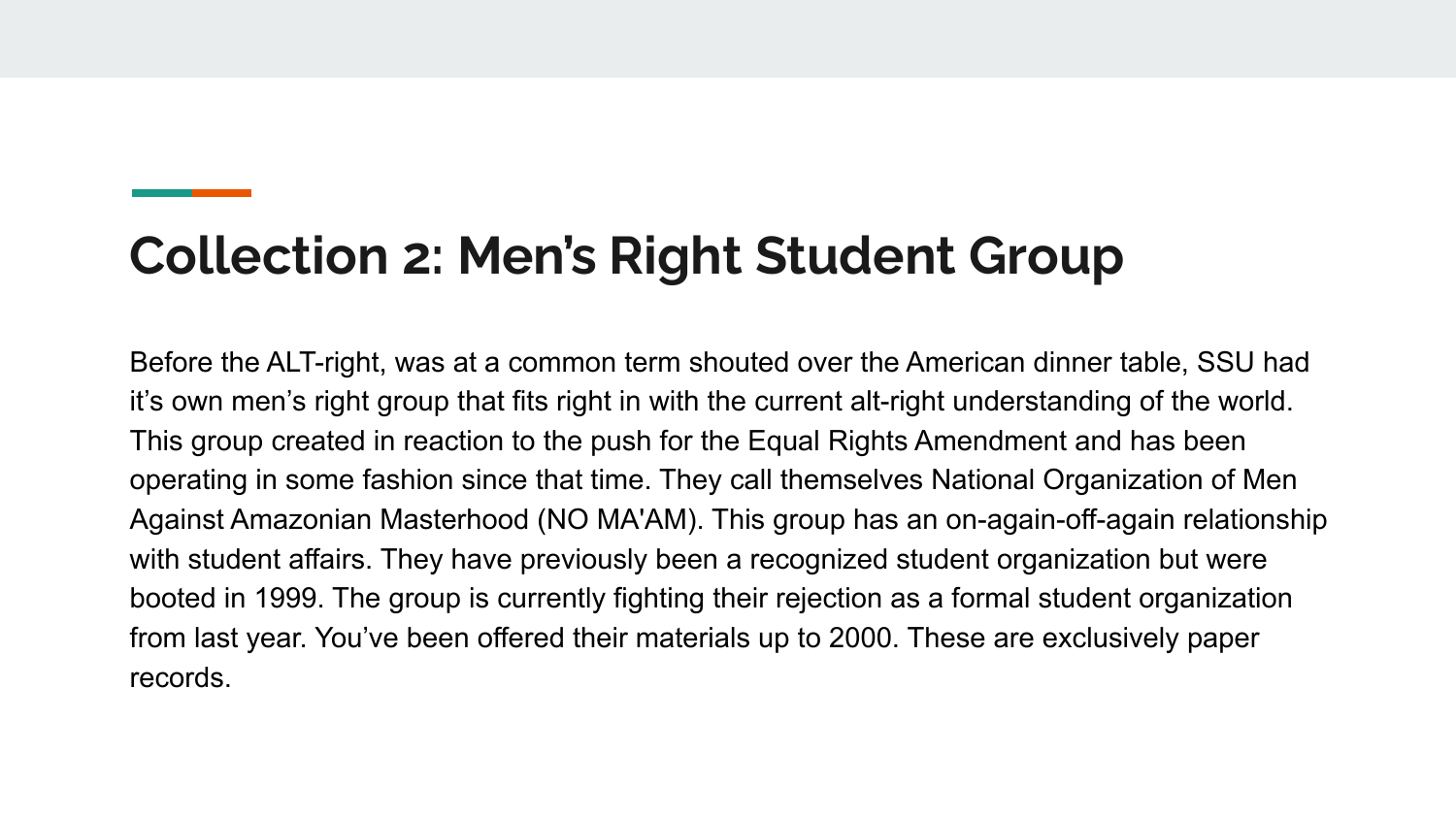## Collection 2: Men's Right Student Group

Before the ALT-right, was at a common term shouted over the American dinner table, SSU had it's own men's right group that fits right in with the current alt-right understanding of the world. This group created in reaction to the push for the Equal Rights Amendment and has been operating in some fashion since that time. They call themselves National Organization of Men Against Amazonian Masterhood (NO MA'AM). This group has an on-again-off-again relationship with student affairs. They have previously been a recognized student organization but were booted in 1999. The group is currently fighting their rejection as a formal student organization from last year. You've been offered their materials up to 2000. These are exclusively paper records.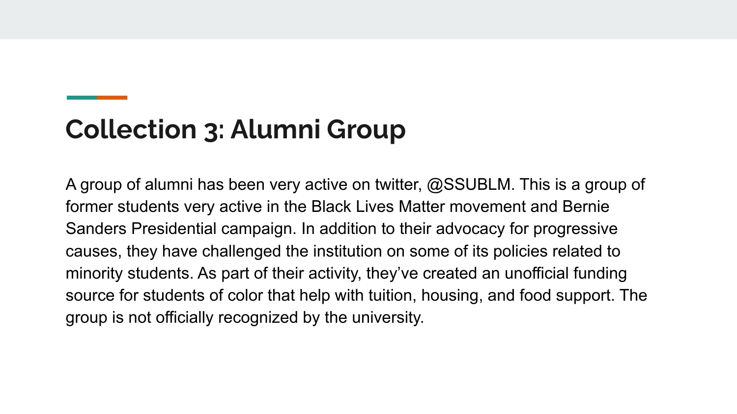# Collection 3: Alumni Group

A group of alumni has been very active on twitter, @SSUBLM. This is a group of former students very active in the Black Lives Matter movement and Bernie Sanders Presidential campaign. In addition to their advocacy for progressive causes, they have challenged the institution on some of its policies related to minority students. As part of their activity, they've created an unofficial funding source for students of color that help with tuition, housing, and food support. The group is not officially recognized by the university.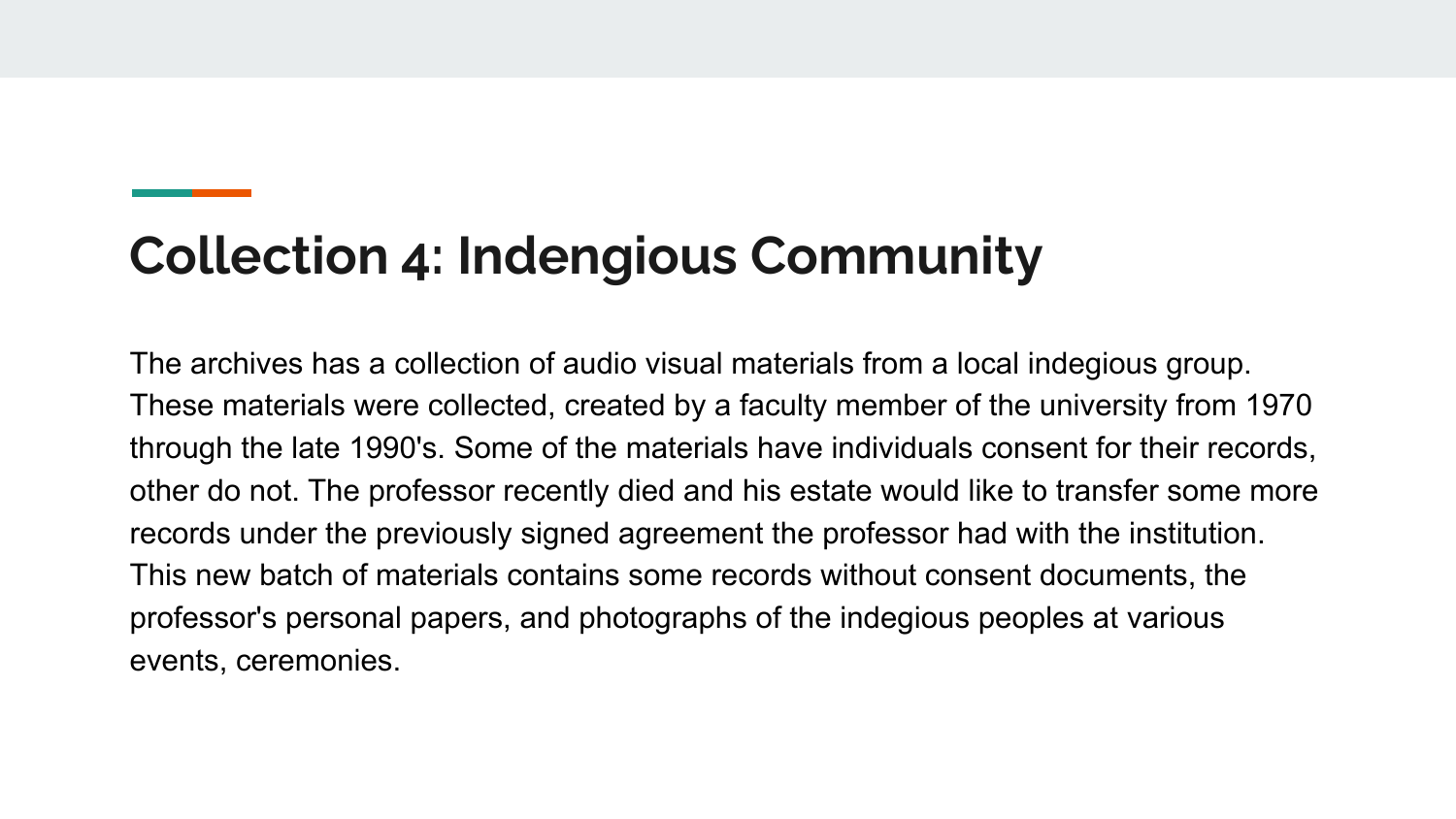# Collection 4: Indengious Community

The archives has a collection of audio visual materials from a local indegious group. These materials were collected, created by a faculty member of the university from 1970 through the late 1990's. Some of the materials have individuals consent for their records, other do not. The professor recently died and his estate would like to transfer some more records under the previously signed agreement the professor had with the institution. This new batch of materials contains some records without consent documents, the professor's personal papers, and photographs of the indegious peoples at various events, ceremonies.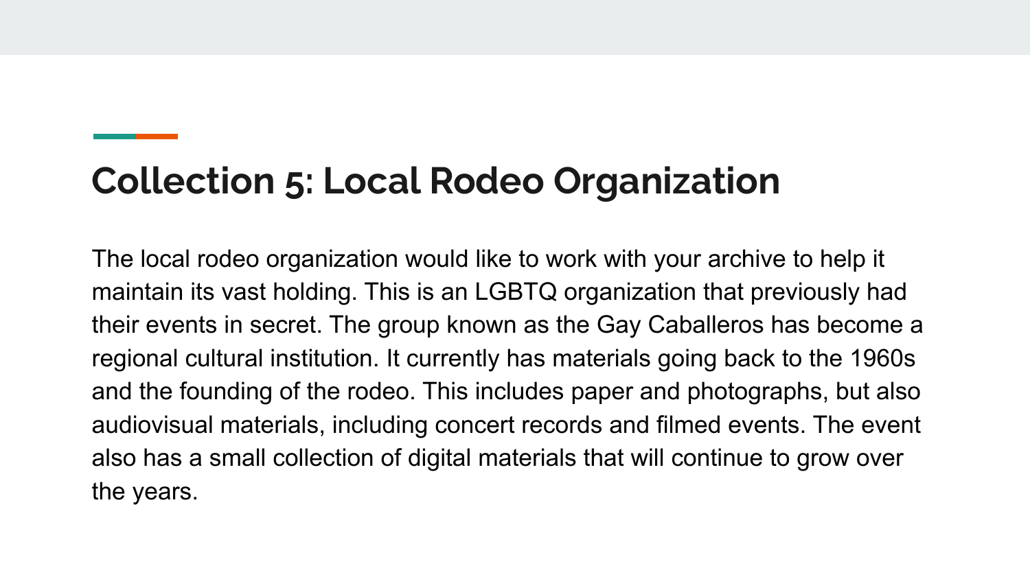# Collection 5: Local Rodeo Organization

The local rodeo organization would like to work with your archive to help it maintain its vast holding. This is an LGBTQ organization that previously had their events in secret. The group known as the Gay Caballeros has become a regional cultural institution. It currently has materials going back to the 1960s and the founding of the rodeo. This includes paper and photographs, but also audiovisual materials, including concert records and filmed events. The event also has a small collection of digital materials that will continue to grow over the years.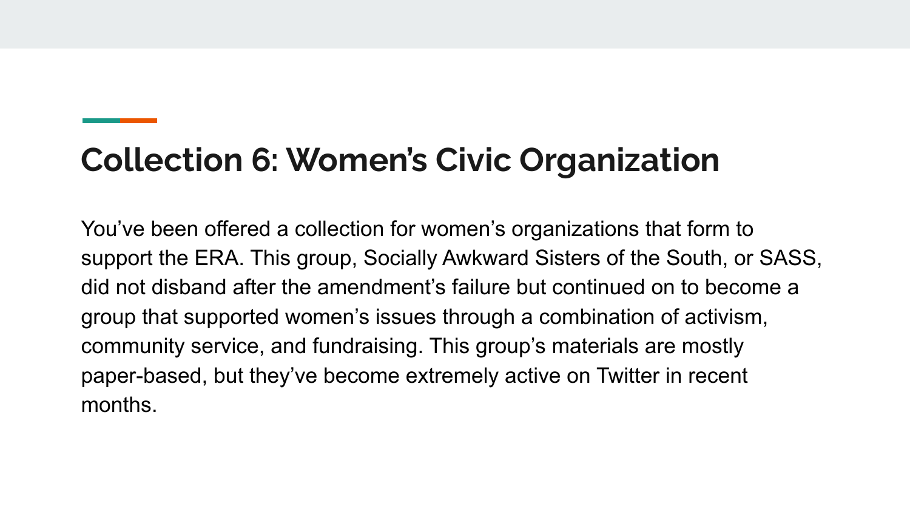## Collection 6: Women's Civic Organization

You've been offered a collection for women's organizations that form to support the ERA. This group, Socially Awkward Sisters of the South, or SASS, did not disband after the amendment's failure but continued on to become a group that supported women's issues through a combination of activism, community service, and fundraising. This group's materials are mostly paper-based, but they've become extremely active on Twitter in recent months.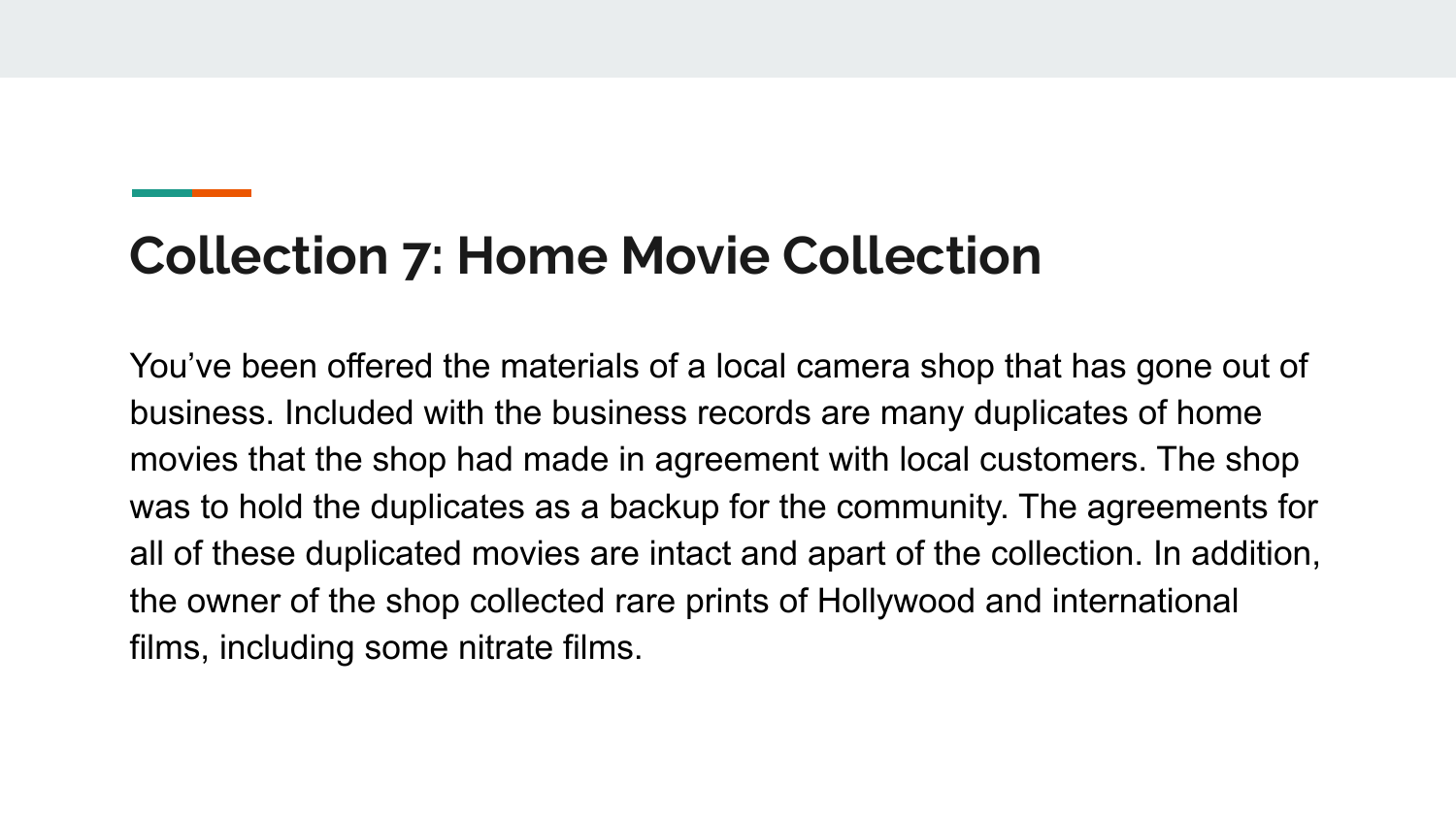## Collection 7: Home Movie Collection

You've been offered the materials of a local camera shop that has gone out of business. Included with the business records are many duplicates of home movies that the shop had made in agreement with local customers. The shop was to hold the duplicates as a backup for the community. The agreements for all of these duplicated movies are intact and apart of the collection. In addition, the owner of the shop collected rare prints of Hollywood and international films, including some nitrate films.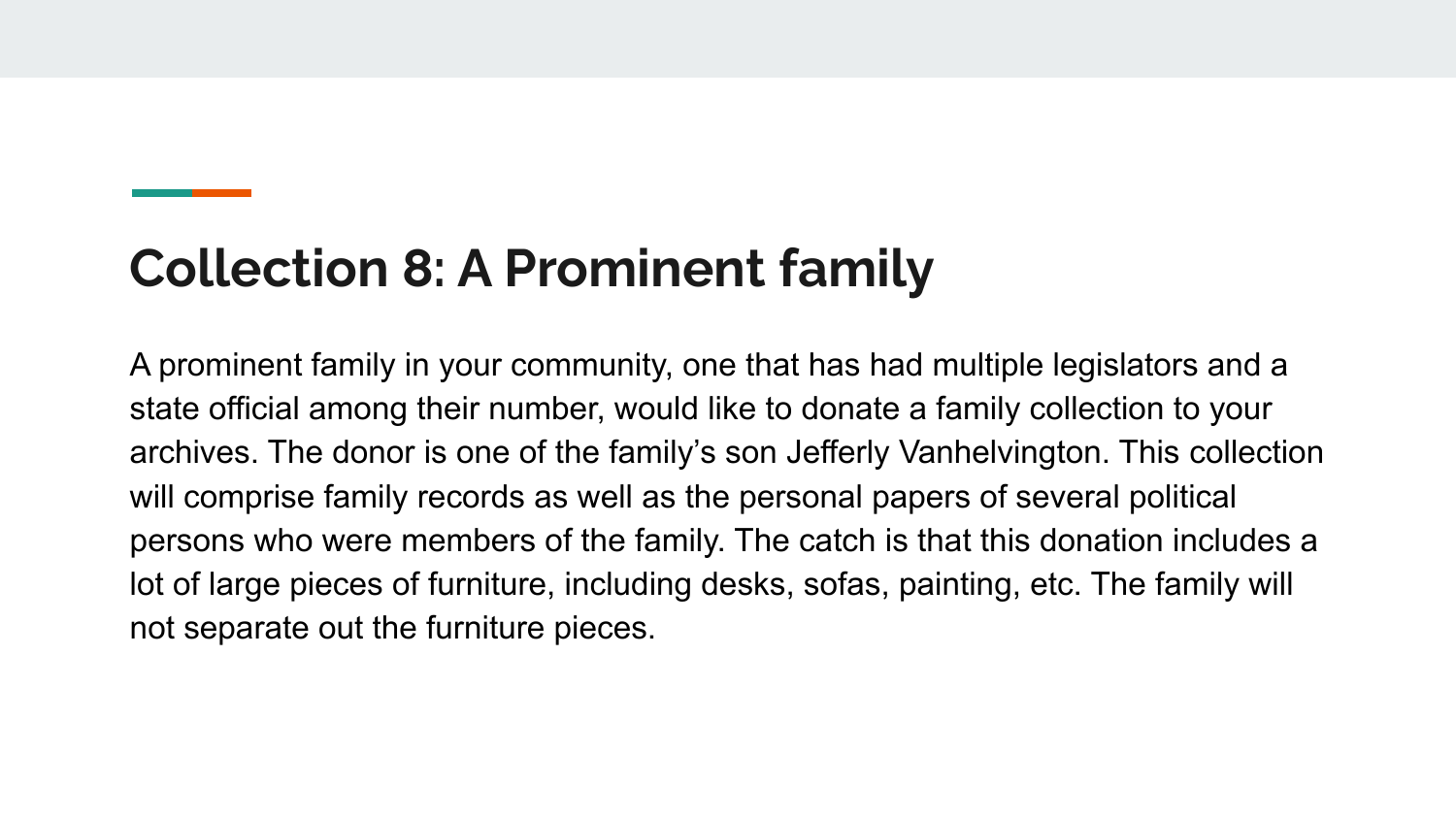# Collection 8: A Prominent family

A prominent family in your community, one that has had multiple legislators and a state official among their number, would like to donate a family collection to your archives. The donor is one of the family's son Jefferly Vanhelvington. This collection will comprise family records as well as the personal papers of several political persons who were members of the family. The catch is that this donation includes a lot of large pieces of furniture, including desks, sofas, painting, etc. The family will not separate out the furniture pieces.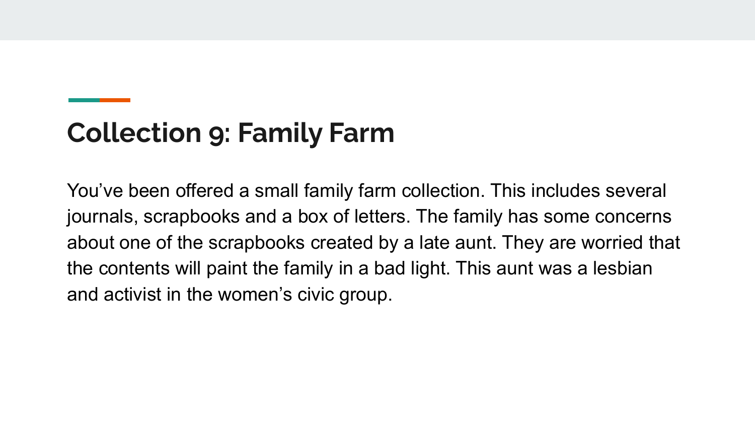## Collection 9: Family Farm

You’ve been offered a small family farm collection. This includes several journals, scrapbooks and a box of letters. The family has some concerns about one of the scrapbooks created by a late aunt. They are worried that the contents will paint the family in a bad light. This aunt was a lesbian and activist in the women’s civic group.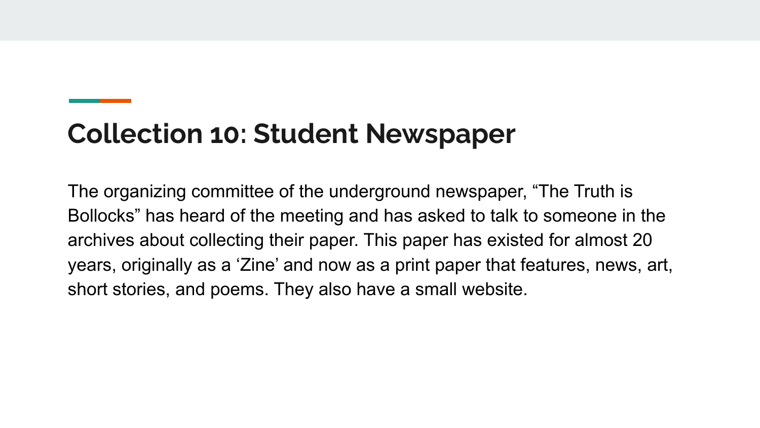## Collection 10: Student Newspaper

The organizing committee of the underground newspaper, "The Truth is Bollocks" has heard of the meeting and has asked to talk to someone in the archives about collecting their paper. This paper has existed for almost 20 years, originally as a 'Zine' and now as a print paper that features, news, art, short stories, and poems. They also have a small website.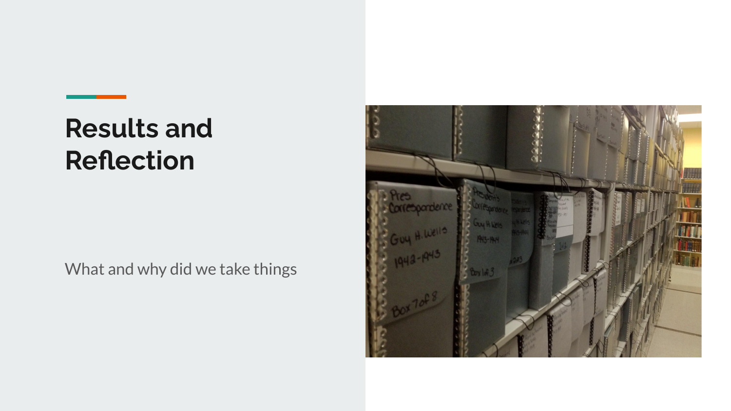# Results and Reflection

What and why did we take things